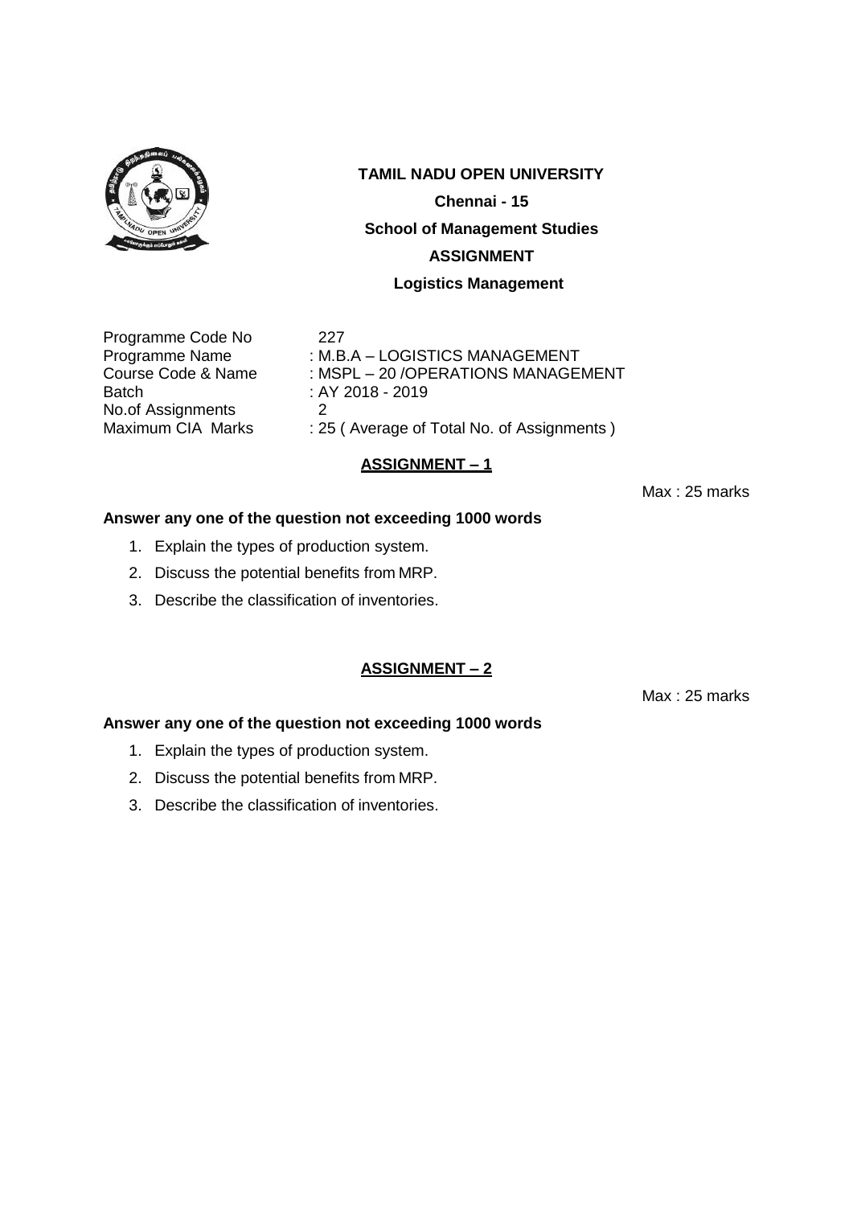# TAMIL NADU OPEN UNIVERSITY

**Chennai - 15**

**School of Management Studies**

**ASSIGNMENT**

**Logistics Management**

Programme Code No 227
Programme Name : M.B.A – LOGISTICS MANAGEMENT
Course Code & Name : MSPL – 20 /OPERATIONS MANAGEMENT
Batch : AY 2018 - 2019
No.of Assignments 2
Maximum CIA Marks : 25 ( Average of Total No. of Assignments )

## ASSIGNMENT – 1

Max : 25 marks

**Answer any one of the question not exceeding 1000 words**

1. Explain the types of production system.
2. Discuss the potential benefits from MRP.
3. Describe the classification of inventories.

## ASSIGNMENT – 2

Max : 25 marks

**Answer any one of the question not exceeding 1000 words**

1. Explain the types of production system.
2. Discuss the potential benefits from MRP.
3. Describe the classification of inventories.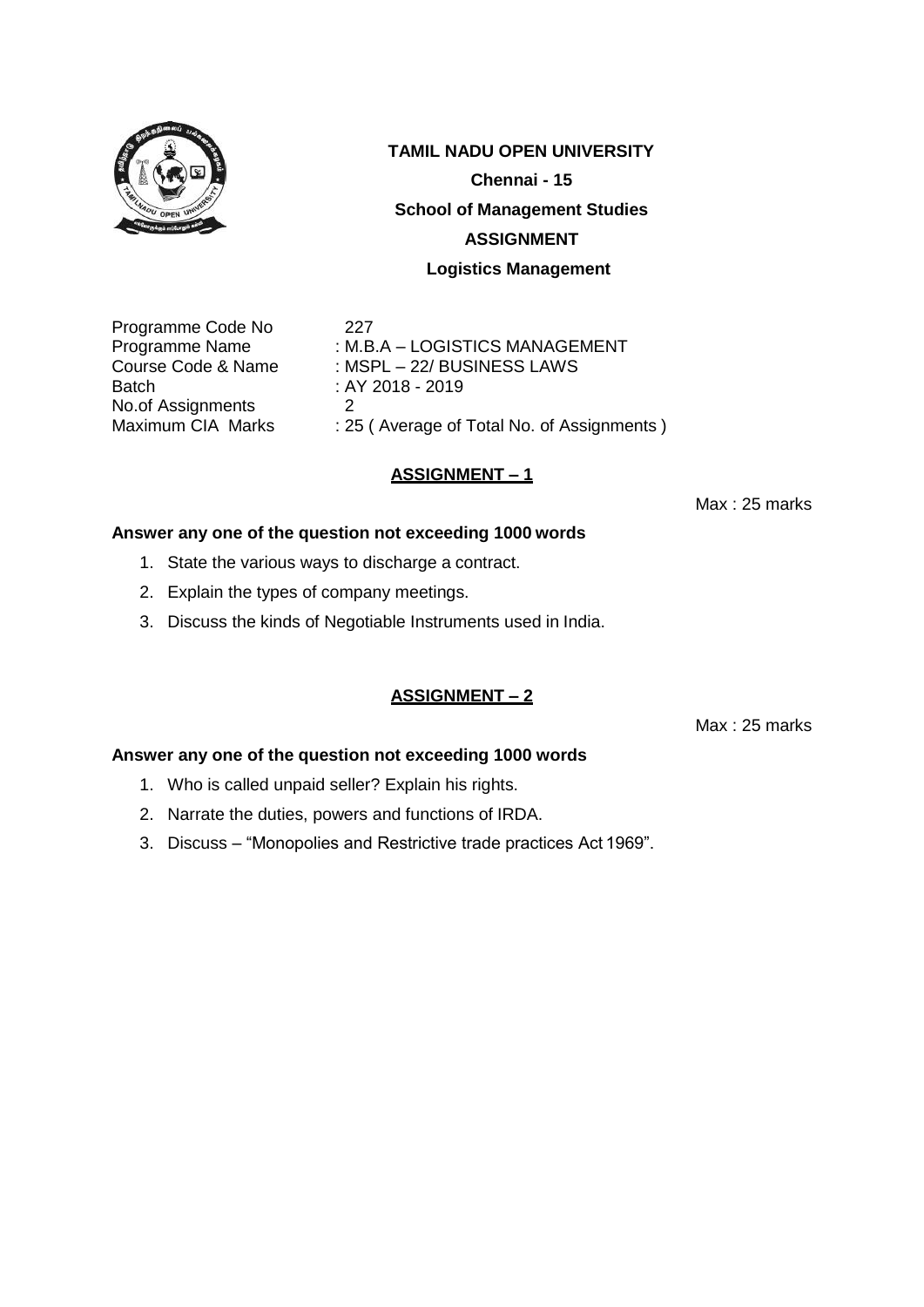**TAMIL NADU OPEN UNIVERSITY**

**Chennai - 15**

**School of Management Studies**

**ASSIGNMENT**

**Logistics Management**

| | |
|---|---|
| Programme Code No | 227 |
| Programme Name | : M.B.A – LOGISTICS MANAGEMENT |
| Course Code & Name | : MSPL – 22/ BUSINESS LAWS |
| Batch | : AY 2018 - 2019 |
| No.of Assignments | 2 |
| Maximum CIA Marks | : 25 ( Average of Total No. of Assignments ) |

## ASSIGNMENT – 1

Max : 25 marks

**Answer any one of the question not exceeding 1000 words**

1. State the various ways to discharge a contract.
2. Explain the types of company meetings.
3. Discuss the kinds of Negotiable Instruments used in India.

## ASSIGNMENT – 2

Max : 25 marks

**Answer any one of the question not exceeding 1000 words**

1. Who is called unpaid seller? Explain his rights.
2. Narrate the duties, powers and functions of IRDA.
3. Discuss – "Monopolies and Restrictive trade practices Act 1969".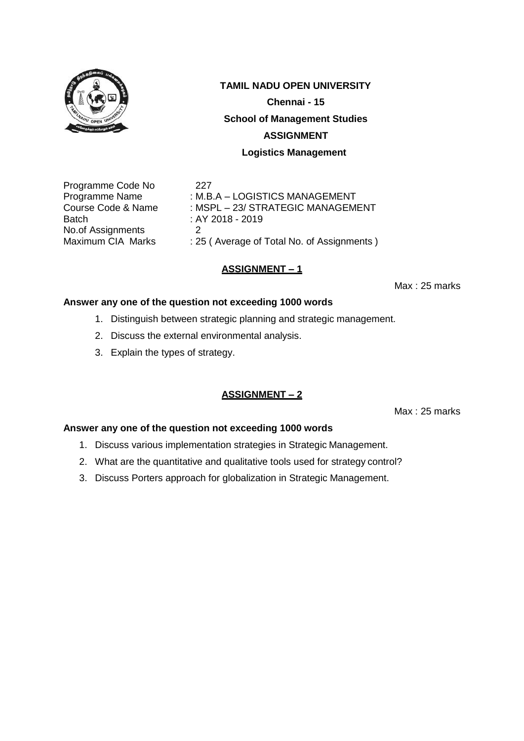**TAMIL NADU OPEN UNIVERSITY**

**Chennai - 15**

**School of Management Studies**

**ASSIGNMENT**

**Logistics Management**

| | |
|---|---|
| Programme Code No | 227 |
| Programme Name | : M.B.A – LOGISTICS MANAGEMENT |
| Course Code & Name | : MSPL – 23/ STRATEGIC MANAGEMENT |
| Batch | : AY 2018 - 2019 |
| No.of Assignments | 2 |
| Maximum CIA Marks | : 25 ( Average of Total No. of Assignments ) |

## ASSIGNMENT – 1

Max : 25 marks

**Answer any one of the question not exceeding 1000 words**

1. Distinguish between strategic planning and strategic management.
2. Discuss the external environmental analysis.
3. Explain the types of strategy.

## ASSIGNMENT – 2

Max : 25 marks

**Answer any one of the question not exceeding 1000 words**

1. Discuss various implementation strategies in Strategic Management.
2. What are the quantitative and qualitative tools used for strategy control?
3. Discuss Porters approach for globalization in Strategic Management.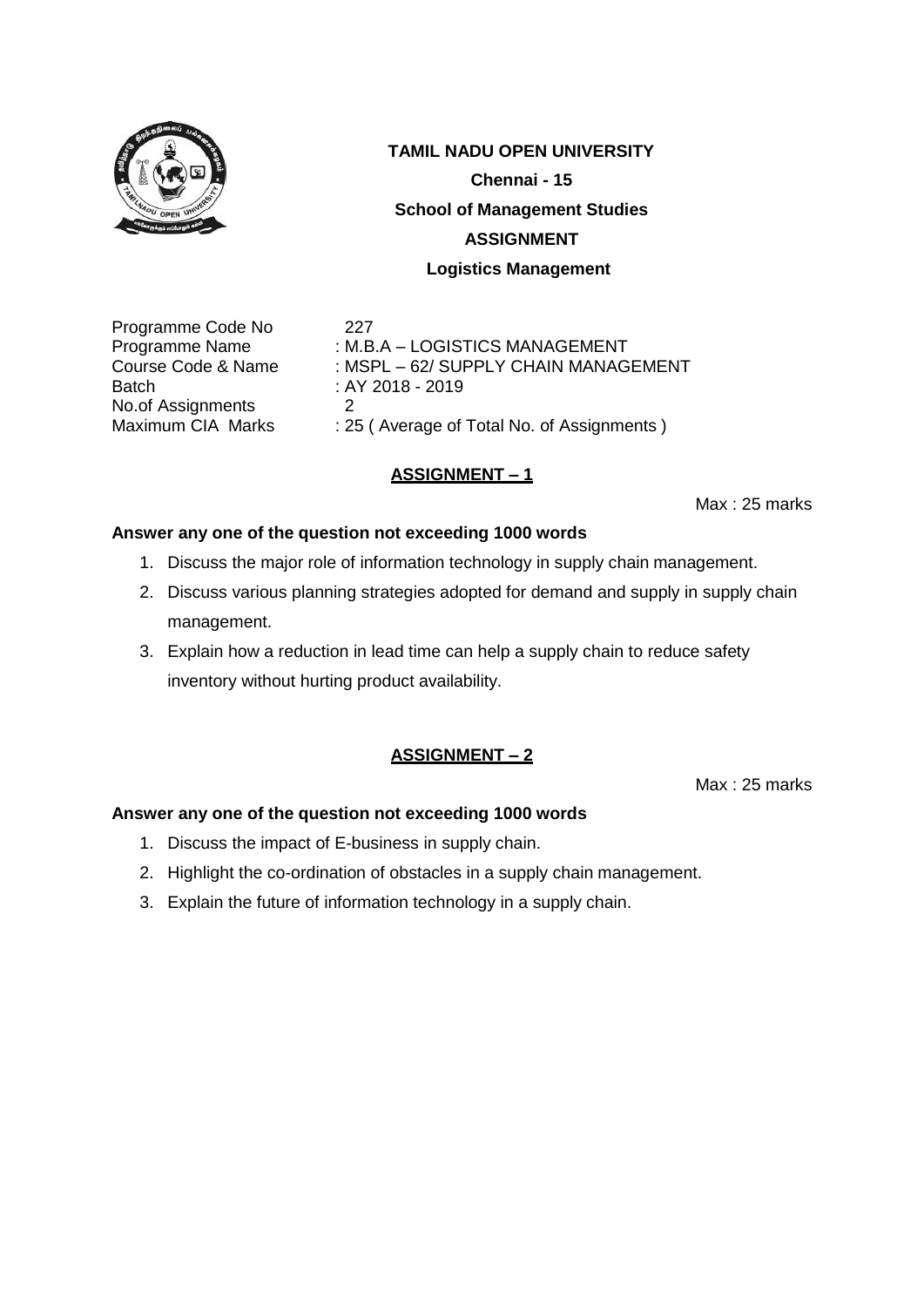**TAMIL NADU OPEN UNIVERSITY**

**Chennai - 15**

**School of Management Studies**

**ASSIGNMENT**

**Logistics Management**

| | |
|---|---|
| Programme Code No | 227 |
| Programme Name | : M.B.A – LOGISTICS MANAGEMENT |
| Course Code & Name | : MSPL – 62/ SUPPLY CHAIN MANAGEMENT |
| Batch | : AY 2018 - 2019 |
| No.of Assignments | 2 |
| Maximum CIA Marks | : 25 ( Average of Total No. of Assignments ) |

## ASSIGNMENT – 1

Max : 25 marks

**Answer any one of the question not exceeding 1000 words**

1. Discuss the major role of information technology in supply chain management.
2. Discuss various planning strategies adopted for demand and supply in supply chain management.
3. Explain how a reduction in lead time can help a supply chain to reduce safety inventory without hurting product availability.

## ASSIGNMENT – 2

Max : 25 marks

**Answer any one of the question not exceeding 1000 words**

1. Discuss the impact of E-business in supply chain.
2. Highlight the co-ordination of obstacles in a supply chain management.
3. Explain the future of information technology in a supply chain.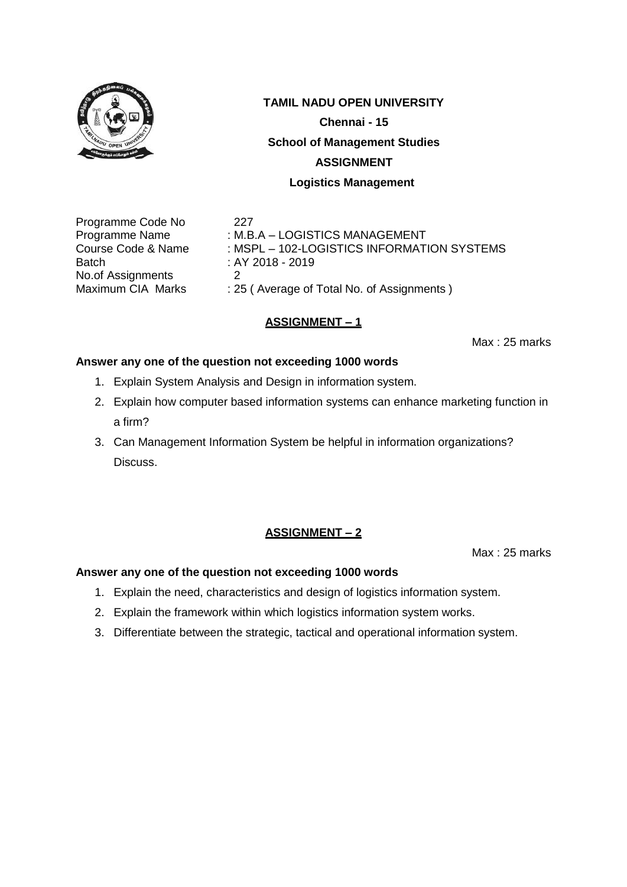**TAMIL NADU OPEN UNIVERSITY**

**Chennai - 15**

**School of Management Studies**

**ASSIGNMENT**

**Logistics Management**

| | |
|---|---|
| Programme Code No | 227 |
| Programme Name | : M.B.A – LOGISTICS MANAGEMENT |
| Course Code & Name | : MSPL – 102-LOGISTICS INFORMATION SYSTEMS |
| Batch | : AY 2018 - 2019 |
| No.of Assignments | 2 |
| Maximum CIA Marks | : 25 ( Average of Total No. of Assignments ) |

## ASSIGNMENT – 1

Max : 25 marks

**Answer any one of the question not exceeding 1000 words**

1. Explain System Analysis and Design in information system.
2. Explain how computer based information systems can enhance marketing function in a firm?
3. Can Management Information System be helpful in information organizations? Discuss.

## ASSIGNMENT – 2

Max : 25 marks

**Answer any one of the question not exceeding 1000 words**

1. Explain the need, characteristics and design of logistics information system.
2. Explain the framework within which logistics information system works.
3. Differentiate between the strategic, tactical and operational information system.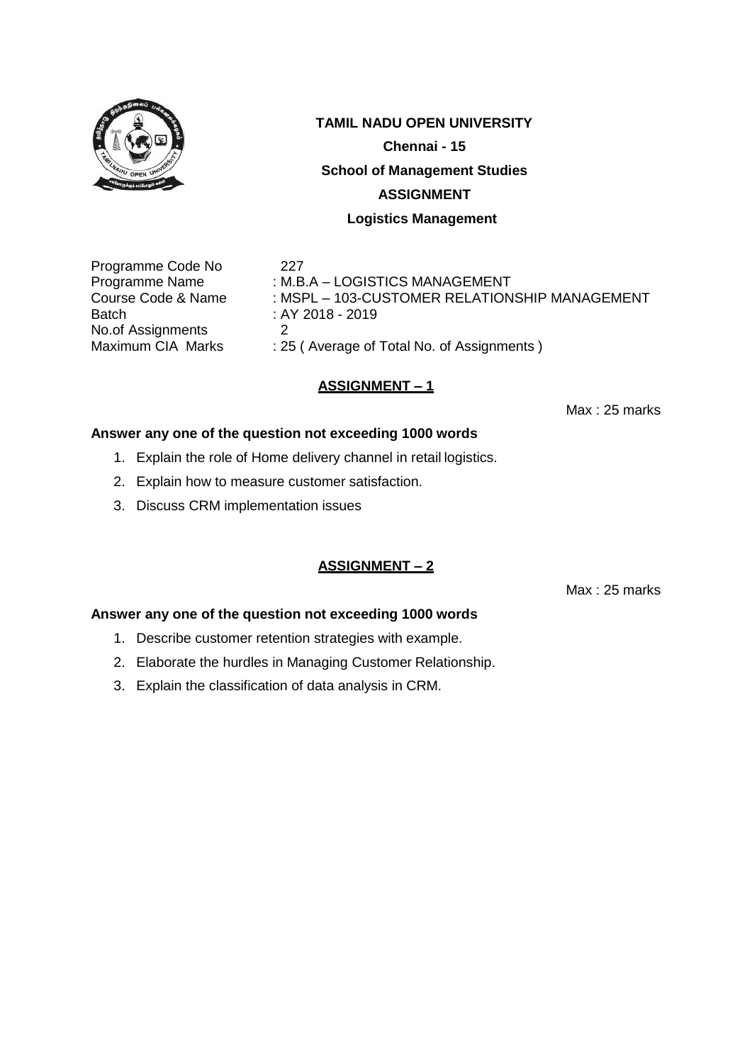**TAMIL NADU OPEN UNIVERSITY**

**Chennai - 15**

**School of Management Studies**

**ASSIGNMENT**

**Logistics Management**

| | |
|---|---|
| Programme Code No | 227 |
| Programme Name | : M.B.A – LOGISTICS MANAGEMENT |
| Course Code & Name | : MSPL – 103-CUSTOMER RELATIONSHIP MANAGEMENT |
| Batch | : AY 2018 - 2019 |
| No.of Assignments | 2 |
| Maximum CIA Marks | : 25 ( Average of Total No. of Assignments ) |

## ASSIGNMENT – 1

Max : 25 marks

**Answer any one of the question not exceeding 1000 words**

1. Explain the role of Home delivery channel in retail logistics.
2. Explain how to measure customer satisfaction.
3. Discuss CRM implementation issues

## ASSIGNMENT – 2

Max : 25 marks

**Answer any one of the question not exceeding 1000 words**

1. Describe customer retention strategies with example.
2. Elaborate the hurdles in Managing Customer Relationship.
3. Explain the classification of data analysis in CRM.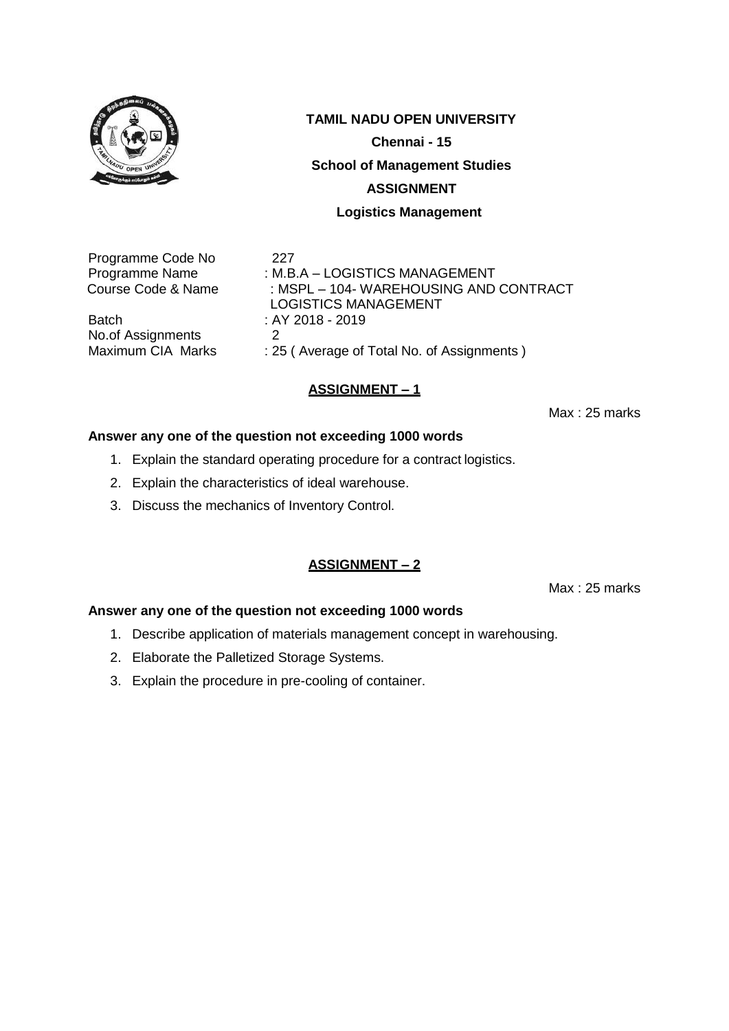**TAMIL NADU OPEN UNIVERSITY**

**Chennai - 15**

**School of Management Studies**

**ASSIGNMENT**

**Logistics Management**

Programme Code No 227
Programme Name : M.B.A – LOGISTICS MANAGEMENT
Course Code & Name : MSPL – 104- WAREHOUSING AND CONTRACT LOGISTICS MANAGEMENT
Batch : AY 2018 - 2019
No.of Assignments 2
Maximum CIA Marks : 25 ( Average of Total No. of Assignments )

## ASSIGNMENT – 1

Max : 25 marks

**Answer any one of the question not exceeding 1000 words**

1. Explain the standard operating procedure for a contract logistics.
2. Explain the characteristics of ideal warehouse.
3. Discuss the mechanics of Inventory Control.

## ASSIGNMENT – 2

Max : 25 marks

**Answer any one of the question not exceeding 1000 words**

1. Describe application of materials management concept in warehousing.
2. Elaborate the Palletized Storage Systems.
3. Explain the procedure in pre-cooling of container.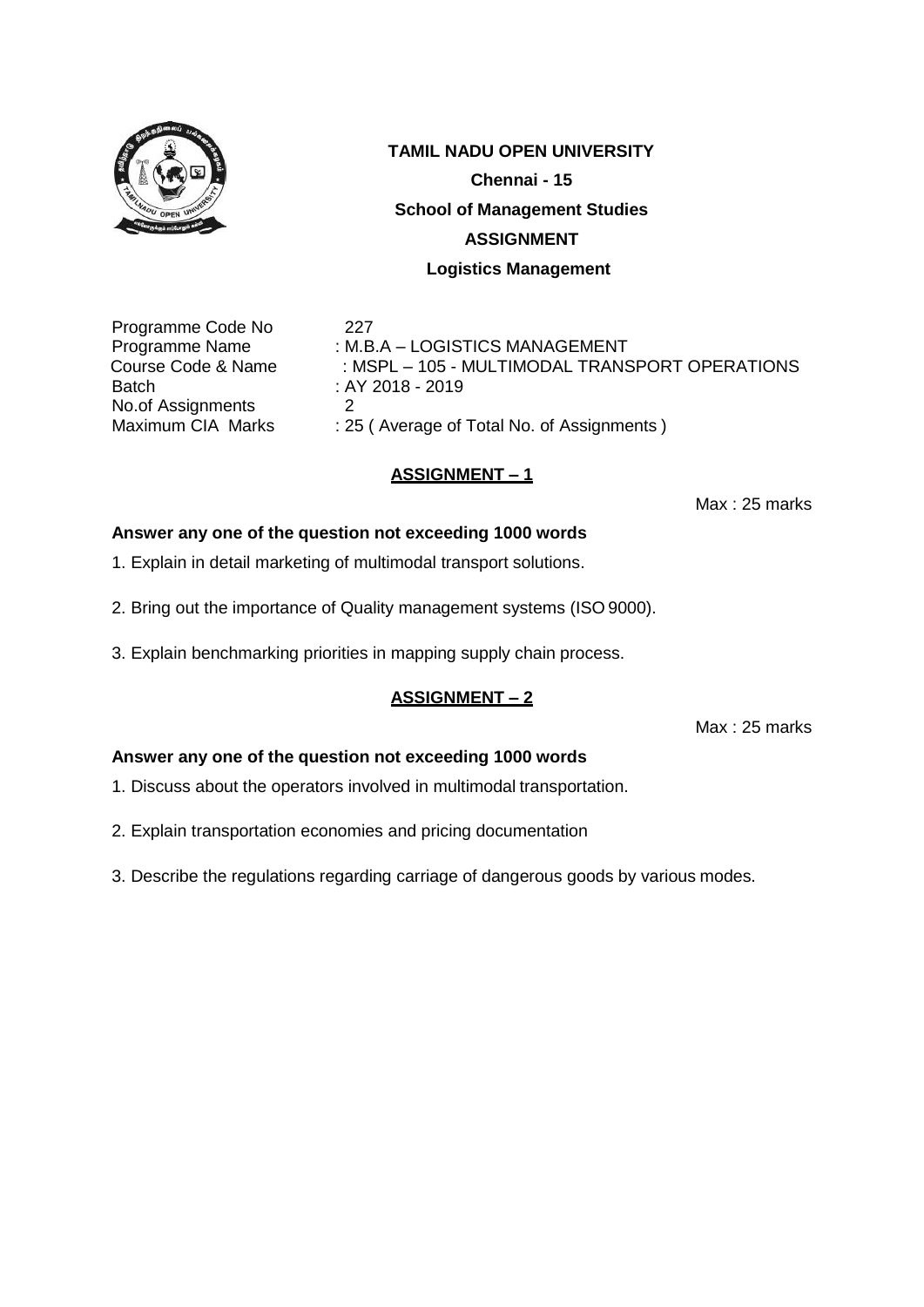**TAMIL NADU OPEN UNIVERSITY**

**Chennai - 15**

**School of Management Studies**

**ASSIGNMENT**

**Logistics Management**

Programme Code No 227
Programme Name : M.B.A – LOGISTICS MANAGEMENT
Course Code & Name : MSPL – 105 - MULTIMODAL TRANSPORT OPERATIONS
Batch : AY 2018 - 2019
No.of Assignments 2
Maximum CIA Marks : 25 ( Average of Total No. of Assignments )

## ASSIGNMENT – 1

Max : 25 marks

**Answer any one of the question not exceeding 1000 words**

1. Explain in detail marketing of multimodal transport solutions.

2. Bring out the importance of Quality management systems (ISO 9000).

3. Explain benchmarking priorities in mapping supply chain process.

## ASSIGNMENT – 2

Max : 25 marks

**Answer any one of the question not exceeding 1000 words**

1. Discuss about the operators involved in multimodal transportation.

2. Explain transportation economies and pricing documentation

3. Describe the regulations regarding carriage of dangerous goods by various modes.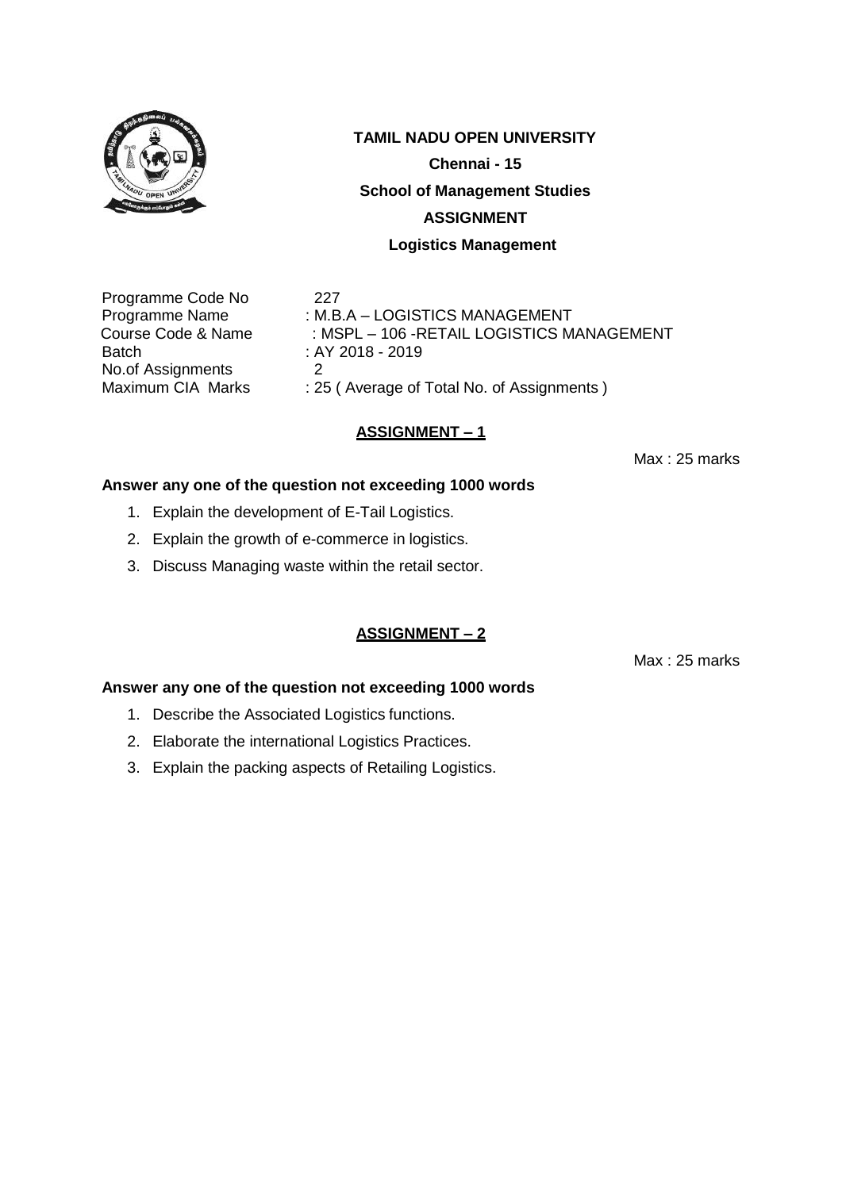# TAMIL NADU OPEN UNIVERSITY

**Chennai - 15**

**School of Management Studies**

**ASSIGNMENT**

**Logistics Management**

| | |
|---|---|
| Programme Code No | 227 |
| Programme Name | : M.B.A – LOGISTICS MANAGEMENT |
| Course Code & Name | : MSPL – 106 -RETAIL LOGISTICS MANAGEMENT |
| Batch | : AY 2018 - 2019 |
| No.of Assignments | 2 |
| Maximum CIA Marks | : 25 ( Average of Total No. of Assignments ) |

## ASSIGNMENT – 1

Max : 25 marks

**Answer any one of the question not exceeding 1000 words**

1. Explain the development of E-Tail Logistics.
2. Explain the growth of e-commerce in logistics.
3. Discuss Managing waste within the retail sector.

## ASSIGNMENT – 2

Max : 25 marks

**Answer any one of the question not exceeding 1000 words**

1. Describe the Associated Logistics functions.
2. Elaborate the international Logistics Practices.
3. Explain the packing aspects of Retailing Logistics.